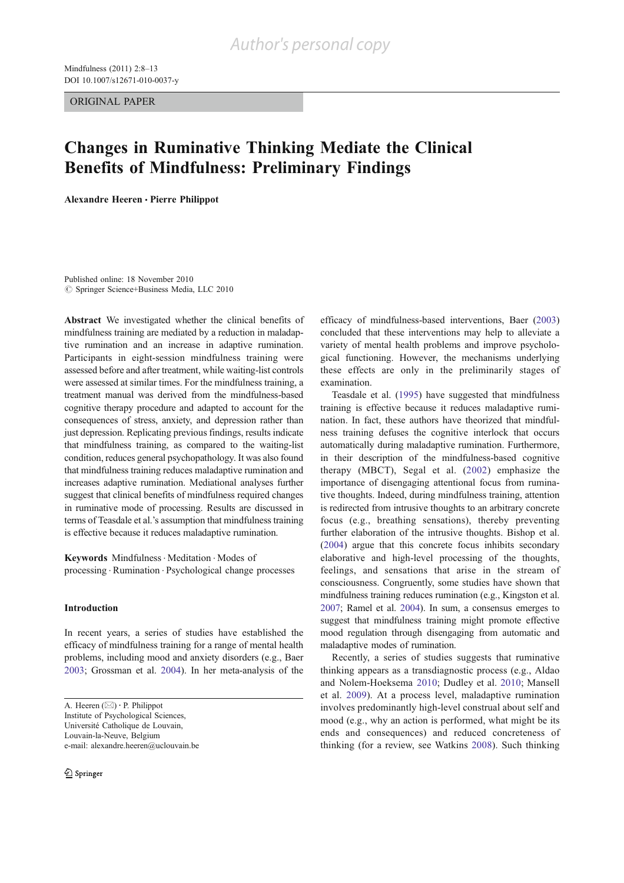ORIGINAL PAPER

# Changes in Ruminative Thinking Mediate the Clinical Benefits of Mindfulness: Preliminary Findings

**Alexandre Heeren · Pierre Philippot**

Published online: 18 November 2010
© Springer Science+Business Media, LLC 2010

**Abstract** We investigated whether the clinical benefits of mindfulness training are mediated by a reduction in maladaptive rumination and an increase in adaptive rumination. Participants in eight-session mindfulness training were assessed before and after treatment, while waiting-list controls were assessed at similar times. For the mindfulness training, a treatment manual was derived from the mindfulness-based cognitive therapy procedure and adapted to account for the consequences of stress, anxiety, and depression rather than just depression. Replicating previous findings, results indicate that mindfulness training, as compared to the waiting-list condition, reduces general psychopathology. It was also found that mindfulness training reduces maladaptive rumination and increases adaptive rumination. Mediational analyses further suggest that clinical benefits of mindfulness required changes in ruminative mode of processing. Results are discussed in terms of Teasdale et al.'s assumption that mindfulness training is effective because it reduces maladaptive rumination.

**Keywords** Mindfulness · Meditation · Modes of processing · Rumination · Psychological change processes

## Introduction

In recent years, a series of studies have established the efficacy of mindfulness training for a range of mental health problems, including mood and anxiety disorders (e.g., Baer 2003; Grossman et al. 2004). In her meta-analysis of the efficacy of mindfulness-based interventions, Baer (2003) concluded that these interventions may help to alleviate a variety of mental health problems and improve psychological functioning. However, the mechanisms underlying these effects are only in the preliminarily stages of examination.

Teasdale et al. (1995) have suggested that mindfulness training is effective because it reduces maladaptive rumination. In fact, these authors have theorized that mindfulness training defuses the cognitive interlock that occurs automatically during maladaptive rumination. Furthermore, in their description of the mindfulness-based cognitive therapy (MBCT), Segal et al. (2002) emphasize the importance of disengaging attentional focus from ruminative thoughts. Indeed, during mindfulness training, attention is redirected from intrusive thoughts to an arbitrary concrete focus (e.g., breathing sensations), thereby preventing further elaboration of the intrusive thoughts. Bishop et al. (2004) argue that this concrete focus inhibits secondary elaborative and high-level processing of the thoughts, feelings, and sensations that arise in the stream of consciousness. Congruently, some studies have shown that mindfulness training reduces rumination (e.g., Kingston et al. 2007; Ramel et al. 2004). In sum, a consensus emerges to suggest that mindfulness training might promote effective mood regulation through disengaging from automatic and maladaptive modes of rumination.

Recently, a series of studies suggests that ruminative thinking appears as a transdiagnostic process (e.g., Aldao and Nolem-Hoeksema 2010; Dudley et al. 2010; Mansell et al. 2009). At a process level, maladaptive rumination involves predominantly high-level construal about self and mood (e.g., why an action is performed, what might be its ends and consequences) and reduced concreteness of thinking (for a review, see Watkins 2008). Such thinking

A. Heeren (✉) · P. Philippot
Institute of Psychological Sciences,
Université Catholique de Louvain,
Louvain-la-Neuve, Belgium
e-mail: alexandre.heeren@uclouvain.be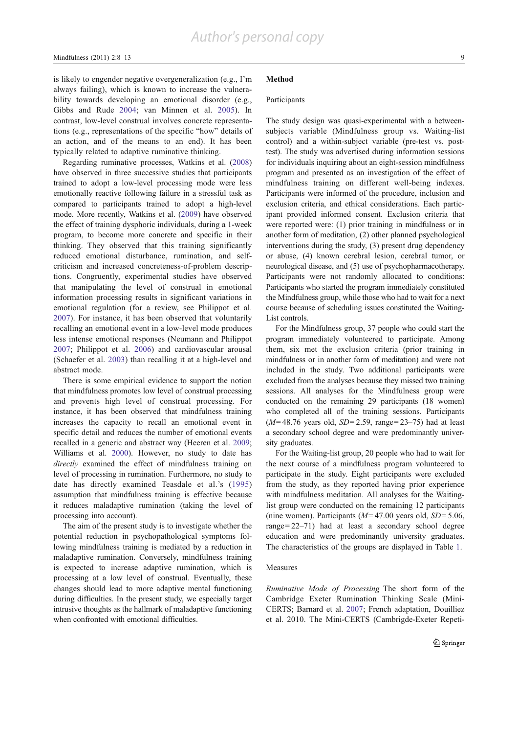is likely to engender negative overgeneralization (e.g., I'm always failing), which is known to increase the vulnerability towards developing an emotional disorder (e.g., Gibbs and Rude 2004; van Minnen et al. 2005). In contrast, low-level construal involves concrete representations (e.g., representations of the specific "how" details of an action, and of the means to an end). It has been typically related to adaptive ruminative thinking.

Regarding ruminative processes, Watkins et al. (2008) have observed in three successive studies that participants trained to adopt a low-level processing mode were less emotionally reactive following failure in a stressful task as compared to participants trained to adopt a high-level mode. More recently, Watkins et al. (2009) have observed the effect of training dysphoric individuals, during a 1-week program, to become more concrete and specific in their thinking. They observed that this training significantly reduced emotional disturbance, rumination, and self-criticism and increased concreteness-of-problem descriptions. Congruently, experimental studies have observed that manipulating the level of construal in emotional information processing results in significant variations in emotional regulation (for a review, see Philippot et al. 2007). For instance, it has been observed that voluntarily recalling an emotional event in a low-level mode produces less intense emotional responses (Neumann and Philippot 2007; Philippot et al. 2006) and cardiovascular arousal (Schaefer et al. 2003) than recalling it at a high-level and abstract mode.

There is some empirical evidence to support the notion that mindfulness promotes low level of construal processing and prevents high level of construal processing. For instance, it has been observed that mindfulness training increases the capacity to recall an emotional event in specific detail and reduces the number of emotional events recalled in a generic and abstract way (Heeren et al. 2009; Williams et al. 2000). However, no study to date has *directly* examined the effect of mindfulness training on level of processing in rumination. Furthermore, no study to date has directly examined Teasdale et al.'s (1995) assumption that mindfulness training is effective because it reduces maladaptive rumination (taking the level of processing into account).

The aim of the present study is to investigate whether the potential reduction in psychopathological symptoms following mindfulness training is mediated by a reduction in maladaptive rumination. Conversely, mindfulness training is expected to increase adaptive rumination, which is processing at a low level of construal. Eventually, these changes should lead to more adaptive mental functioning during difficulties. In the present study, we especially target intrusive thoughts as the hallmark of maladaptive functioning when confronted with emotional difficulties.

## Method

### Participants

The study design was quasi-experimental with a between-subjects variable (Mindfulness group vs. Waiting-list control) and a within-subject variable (pre-test vs. post-test). The study was advertised during information sessions for individuals inquiring about an eight-session mindfulness program and presented as an investigation of the effect of mindfulness training on different well-being indexes. Participants were informed of the procedure, inclusion and exclusion criteria, and ethical considerations. Each participant provided informed consent. Exclusion criteria that were reported were: (1) prior training in mindfulness or in another form of meditation, (2) other planned psychological interventions during the study, (3) present drug dependency or abuse, (4) known cerebral lesion, cerebral tumor, or neurological disease, and (5) use of psychopharmacotherapy. Participants were not randomly allocated to conditions: Participants who started the program immediately constituted the Mindfulness group, while those who had to wait for a next course because of scheduling issues constituted the Waiting-List controls.

For the Mindfulness group, 37 people who could start the program immediately volunteered to participate. Among them, six met the exclusion criteria (prior training in mindfulness or in another form of meditation) and were not included in the study. Two additional participants were excluded from the analyses because they missed two training sessions. All analyses for the Mindfulness group were conducted on the remaining 29 participants (18 women) who completed all of the training sessions. Participants ($M$=48.76 years old, $SD$=2.59, range=23–75) had at least a secondary school degree and were predominantly university graduates.

For the Waiting-list group, 20 people who had to wait for the next course of a mindfulness program volunteered to participate in the study. Eight participants were excluded from the study, as they reported having prior experience with mindfulness meditation. All analyses for the Waiting-list group were conducted on the remaining 12 participants (nine women). Participants ($M$=47.00 years old, $SD$=5.06, range=22–71) had at least a secondary school degree education and were predominantly university graduates. The characteristics of the groups are displayed in Table 1.

### Measures

*Ruminative Mode of Processing* The short form of the Cambridge Exeter Rumination Thinking Scale (Mini-CERTS; Barnard et al. 2007; French adaptation, Douilliez et al. 2010. The Mini-CERTS (Cambrigde-Exeter Repeti-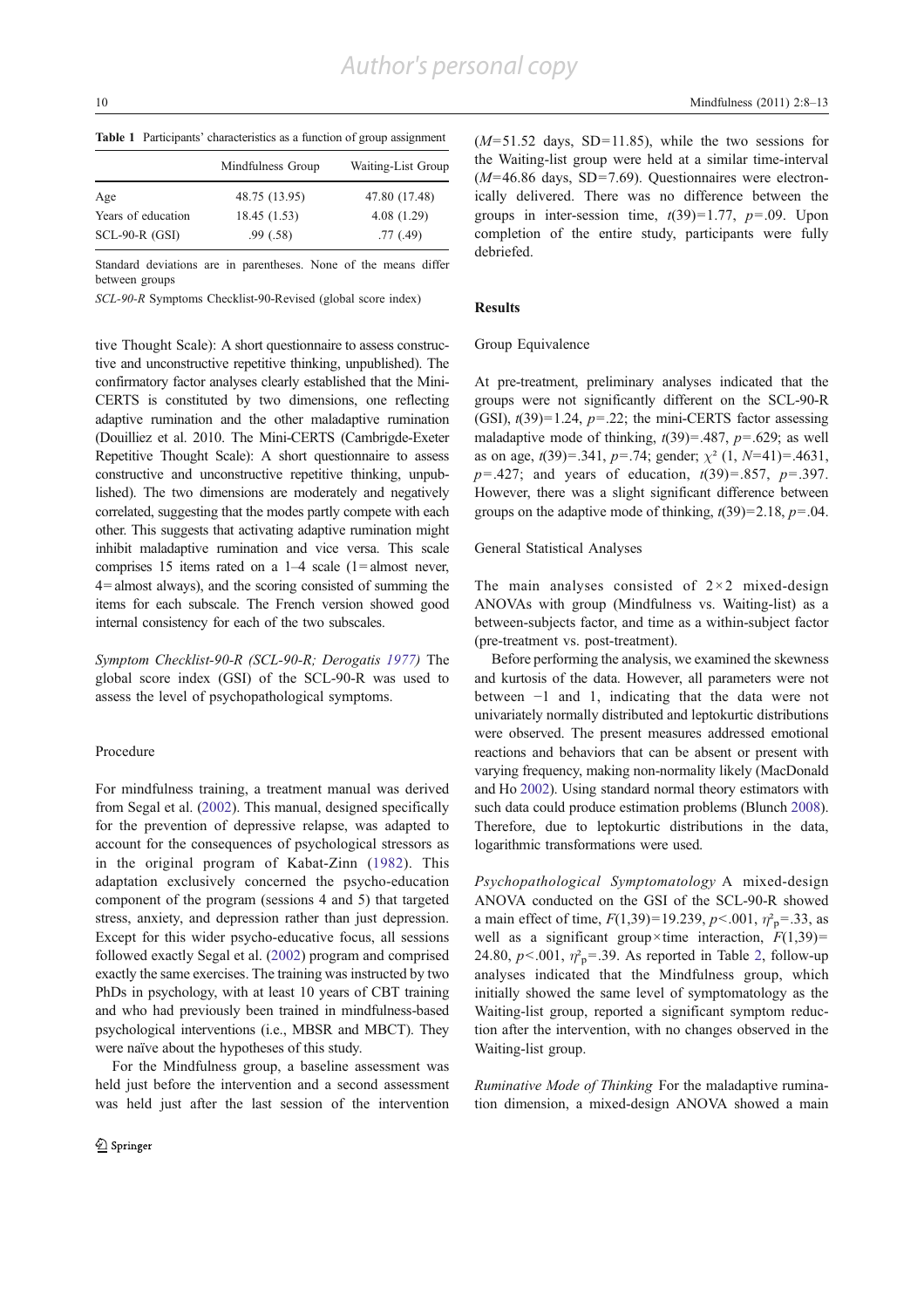**Table 1** Participants' characteristics as a function of group assignment

| | Mindfulness Group | Waiting-List Group |
|---|---|---|
| Age | 48.75 (13.95) | 47.80 (17.48) |
| Years of education | 18.45 (1.53) | 4.08 (1.29) |
| SCL-90-R (GSI) | .99 (.58) | .77 (.49) |

Standard deviations are in parentheses. None of the means differ between groups

*SCL-90-R* Symptoms Checklist-90-Revised (global score index)

tive Thought Scale): A short questionnaire to assess constructive and unconstructive repetitive thinking, unpublished). The confirmatory factor analyses clearly established that the Mini-CERTS is constituted by two dimensions, one reflecting adaptive rumination and the other maladaptive rumination (Douilliez et al. 2010. The Mini-CERTS (Cambrigde-Exeter Repetitive Thought Scale): A short questionnaire to assess constructive and unconstructive repetitive thinking, unpublished). The two dimensions are moderately and negatively correlated, suggesting that the modes partly compete with each other. This suggests that activating adaptive rumination might inhibit maladaptive rumination and vice versa. This scale comprises 15 items rated on a 1–4 scale (1 = almost never, 4 = almost always), and the scoring consisted of summing the items for each subscale. The French version showed good internal consistency for each of the two subscales.

*Symptom Checklist-90-R (SCL-90-R; Derogatis 1977)* The global score index (GSI) of the SCL-90-R was used to assess the level of psychopathological symptoms.

### Procedure

For mindfulness training, a treatment manual was derived from Segal et al. (2002). This manual, designed specifically for the prevention of depressive relapse, was adapted to account for the consequences of psychological stressors as in the original program of Kabat-Zinn (1982). This adaptation exclusively concerned the psycho-education component of the program (sessions 4 and 5) that targeted stress, anxiety, and depression rather than just depression. Except for this wider psycho-educative focus, all sessions followed exactly Segal et al. (2002) program and comprised exactly the same exercises. The training was instructed by two PhDs in psychology, with at least 10 years of CBT training and who had previously been trained in mindfulness-based psychological interventions (i.e., MBSR and MBCT). They were naïve about the hypotheses of this study.

For the Mindfulness group, a baseline assessment was held just before the intervention and a second assessment was held just after the last session of the intervention ($M$=51.52 days, SD=11.85), while the two sessions for the Waiting-list group were held at a similar time-interval ($M$=46.86 days, SD=7.69). Questionnaires were electronically delivered. There was no difference between the groups in inter-session time, $t(39)=1.77$, $p=.09$. Upon completion of the entire study, participants were fully debriefed.

## Results

### Group Equivalence

At pre-treatment, preliminary analyses indicated that the groups were not significantly different on the SCL-90-R (GSI), $t(39)=1.24$, $p=.22$; the mini-CERTS factor assessing maladaptive mode of thinking, $t(39)=.487$, $p=.629$; as well as on age, $t(39)=.341$, $p=.74$; gender; $\chi^2$ (1, $N$=41)=.4631, $p=.427$; and years of education, $t(39)=.857$, $p=.397$. However, there was a slight significant difference between groups on the adaptive mode of thinking, $t(39)=2.18$, $p=.04$.

### General Statistical Analyses

The main analyses consisted of 2×2 mixed-design ANOVAs with group (Mindfulness vs. Waiting-list) as a between-subjects factor, and time as a within-subject factor (pre-treatment vs. post-treatment).

Before performing the analysis, we examined the skewness and kurtosis of the data. However, all parameters were not between −1 and 1, indicating that the data were not univariately normally distributed and leptokurtic distributions were observed. The present measures addressed emotional reactions and behaviors that can be absent or present with varying frequency, making non-normality likely (MacDonald and Ho 2002). Using standard normal theory estimators with such data could produce estimation problems (Blunch 2008). Therefore, due to leptokurtic distributions in the data, logarithmic transformations were used.

*Psychopathological Symptomatology* A mixed-design ANOVA conducted on the GSI of the SCL-90-R showed a main effect of time, $F(1,39)=19.239$, $p<.001$, $\eta^2_p=.33$, as well as a significant group×time interaction, $F(1,39)=24.80$, $p<.001$, $\eta^2_p=.39$. As reported in Table 2, follow-up analyses indicated that the Mindfulness group, which initially showed the same level of symptomatology as the Waiting-list group, reported a significant symptom reduction after the intervention, with no changes observed in the Waiting-list group.

*Ruminative Mode of Thinking* For the maladaptive rumination dimension, a mixed-design ANOVA showed a main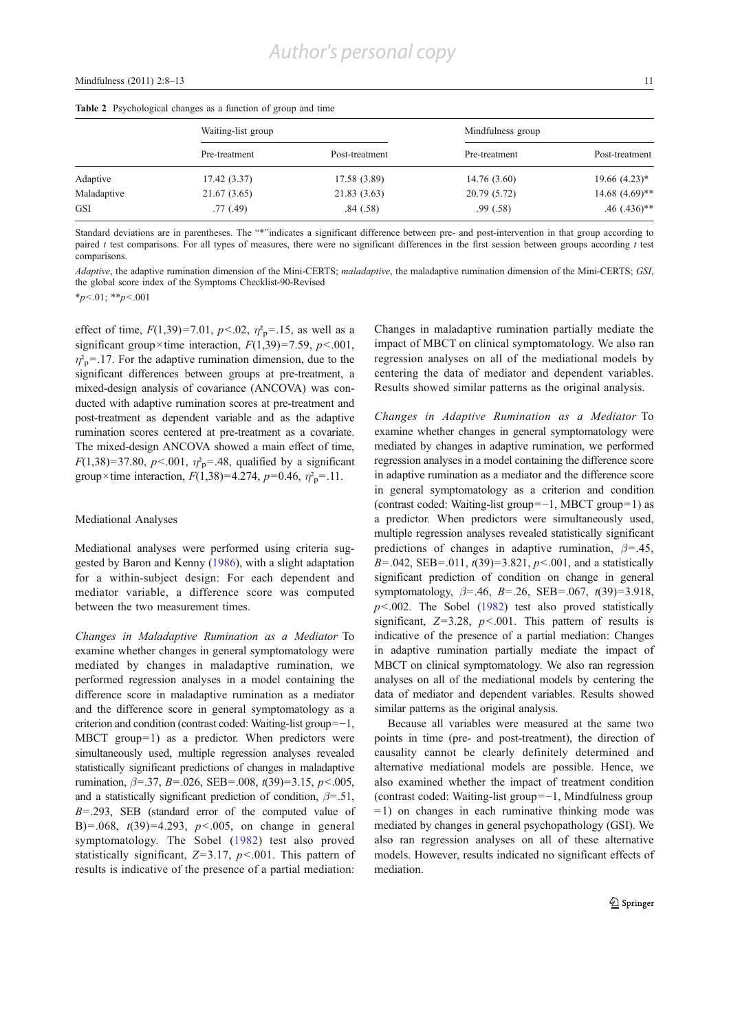**Table 2** Psychological changes as a function of group and time

| | Waiting-list group | | Mindfulness group | |
|---|---|---|---|---|
| | Pre-treatment | Post-treatment | Pre-treatment | Post-treatment |
| Adaptive | 17.42 (3.37) | 17.58 (3.89) | 14.76 (3.60) | 19.66 (4.23)* |
| Maladaptive | 21.67 (3.65) | 21.83 (3.63) | 20.79 (5.72) | 14.68 (4.69)** |
| GSI | .77 (.49) | .84 (.58) | .99 (.58) | .46 (.436)** |

Standard deviations are in parentheses. The "*"indicates a significant difference between pre- and post-intervention in that group according to paired $t$ test comparisons. For all types of measures, there were no significant differences in the first session between groups according $t$ test comparisons.

*Adaptive*, the adaptive rumination dimension of the Mini-CERTS; *maladaptive*, the maladaptive rumination dimension of the Mini-CERTS; *GSI*, the global score index of the Symptoms Checklist-90-Revised

*$p<.01$; **$p<.001$

effect of time, $F(1,39)=7.01$, $p<.02$, $\eta^2_p=.15$, as well as a significant group×time interaction, $F(1,39)=7.59$, $p<.001$, $\eta^2_p=.17$. For the adaptive rumination dimension, due to the significant differences between groups at pre-treatment, a mixed-design analysis of covariance (ANCOVA) was conducted with adaptive rumination scores at pre-treatment and post-treatment as dependent variable and as the adaptive rumination scores centered at pre-treatment as a covariate. The mixed-design ANCOVA showed a main effect of time, $F(1,38)=37.80$, $p<.001$, $\eta^2_p=.48$, qualified by a significant group×time interaction, $F(1,38)=4.274$, $p=0.46$, $\eta^2_p=.11$.

## Mediational Analyses

Mediational analyses were performed using criteria suggested by Baron and Kenny (1986), with a slight adaptation for a within-subject design: For each dependent and mediator variable, a difference score was computed between the two measurement times.

*Changes in Maladaptive Rumination as a Mediator* To examine whether changes in general symptomatology were mediated by changes in maladaptive rumination, we performed regression analyses in a model containing the difference score in maladaptive rumination as a mediator and the difference score in general symptomatology as a criterion and condition (contrast coded: Waiting-list group=−1, MBCT group=1) as a predictor. When predictors were simultaneously used, multiple regression analyses revealed statistically significant predictions of changes in maladaptive rumination, $\beta=.37$, $B=.026$, SEB=.008, $t(39)=3.15$, $p<.005$, and a statistically significant prediction of condition, $\beta=.51$, $B=.293$, SEB (standard error of the computed value of B)=.068, $t(39)=4.293$, $p<.005$, on change in general symptomatology. The Sobel (1982) test also proved statistically significant, $Z=3.17$, $p<.001$. This pattern of results is indicative of the presence of a partial mediation: Changes in maladaptive rumination partially mediate the impact of MBCT on clinical symptomatology. We also ran regression analyses on all of the mediational models by centering the data of mediator and dependent variables. Results showed similar patterns as the original analysis.

*Changes in Adaptive Rumination as a Mediator* To examine whether changes in general symptomatology were mediated by changes in adaptive rumination, we performed regression analyses in a model containing the difference score in adaptive rumination as a mediator and the difference score in general symptomatology as a criterion and condition (contrast coded: Waiting-list group=−1, MBCT group=1) as a predictor. When predictors were simultaneously used, multiple regression analyses revealed statistically significant predictions of changes in adaptive rumination, $\beta=.45$, $B=.042$, SEB=.011, $t(39)=3.821$, $p<.001$, and a statistically significant prediction of condition on change in general symptomatology, $\beta=.46$, $B=.26$, SEB=.067, $t(39)=3.918$, $p<.002$. The Sobel (1982) test also proved statistically significant, $Z=3.28$, $p<.001$. This pattern of results is indicative of the presence of a partial mediation: Changes in adaptive rumination partially mediate the impact of MBCT on clinical symptomatology. We also ran regression analyses on all of the mediational models by centering the data of mediator and dependent variables. Results showed similar patterns as the original analysis.

Because all variables were measured at the same two points in time (pre- and post-treatment), the direction of causality cannot be clearly definitely determined and alternative mediational models are possible. Hence, we also examined whether the impact of treatment condition (contrast coded: Waiting-list group=−1, Mindfulness group =1) on changes in each ruminative thinking mode was mediated by changes in general psychopathology (GSI). We also ran regression analyses on all of these alternative models. However, results indicated no significant effects of mediation.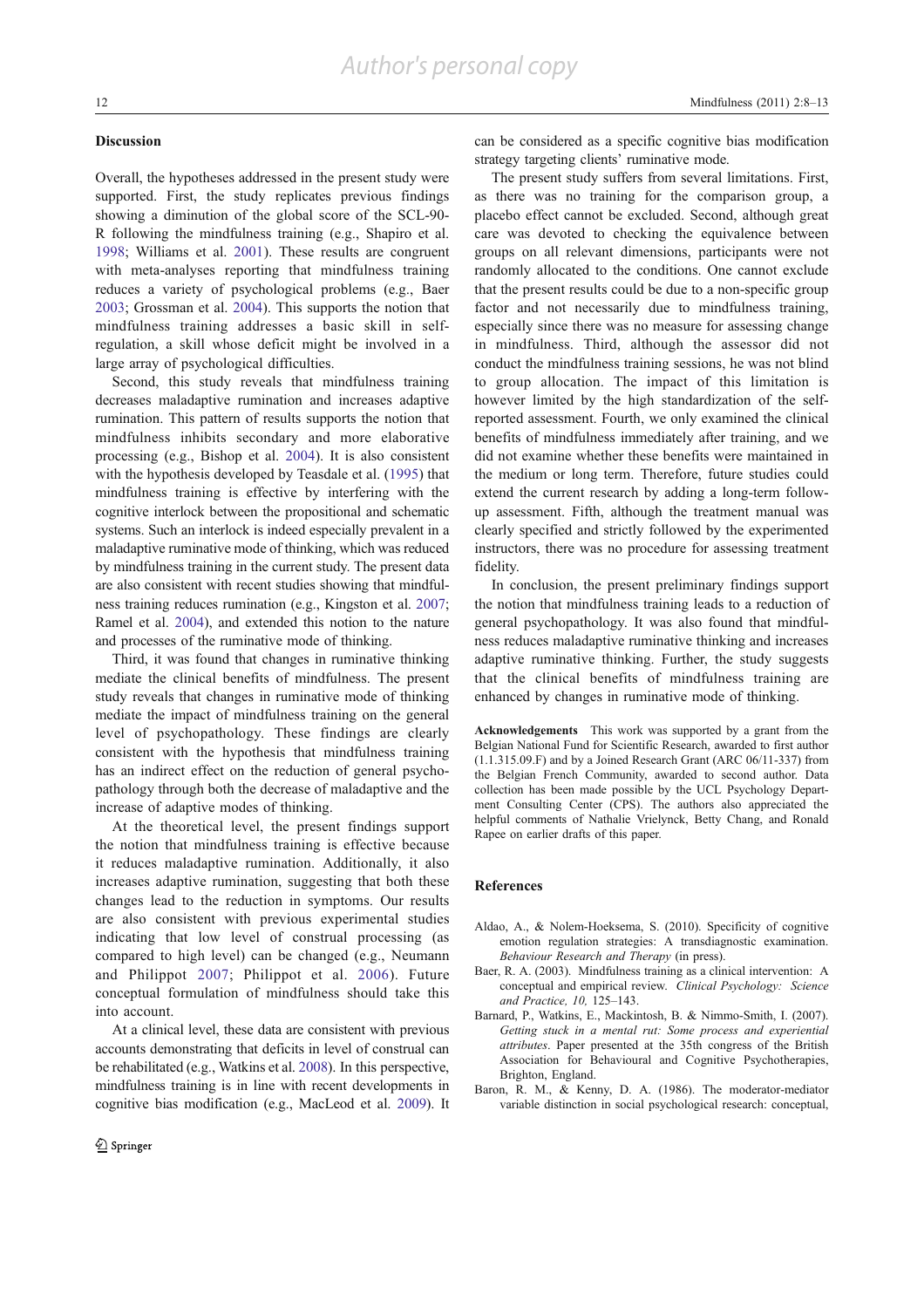## Discussion

Overall, the hypotheses addressed in the present study were supported. First, the study replicates previous findings showing a diminution of the global score of the SCL-90-R following the mindfulness training (e.g., Shapiro et al. 1998; Williams et al. 2001). These results are congruent with meta-analyses reporting that mindfulness training reduces a variety of psychological problems (e.g., Baer 2003; Grossman et al. 2004). This supports the notion that mindfulness training addresses a basic skill in self-regulation, a skill whose deficit might be involved in a large array of psychological difficulties.

Second, this study reveals that mindfulness training decreases maladaptive rumination and increases adaptive rumination. This pattern of results supports the notion that mindfulness inhibits secondary and more elaborative processing (e.g., Bishop et al. 2004). It is also consistent with the hypothesis developed by Teasdale et al. (1995) that mindfulness training is effective by interfering with the cognitive interlock between the propositional and schematic systems. Such an interlock is indeed especially prevalent in a maladaptive ruminative mode of thinking, which was reduced by mindfulness training in the current study. The present data are also consistent with recent studies showing that mindfulness training reduces rumination (e.g., Kingston et al. 2007; Ramel et al. 2004), and extended this notion to the nature and processes of the ruminative mode of thinking.

Third, it was found that changes in ruminative thinking mediate the clinical benefits of mindfulness. The present study reveals that changes in ruminative mode of thinking mediate the impact of mindfulness training on the general level of psychopathology. These findings are clearly consistent with the hypothesis that mindfulness training has an indirect effect on the reduction of general psychopathology through both the decrease of maladaptive and the increase of adaptive modes of thinking.

At the theoretical level, the present findings support the notion that mindfulness training is effective because it reduces maladaptive rumination. Additionally, it also increases adaptive rumination, suggesting that both these changes lead to the reduction in symptoms. Our results are also consistent with previous experimental studies indicating that low level of construal processing (as compared to high level) can be changed (e.g., Neumann and Philippot 2007; Philippot et al. 2006). Future conceptual formulation of mindfulness should take this into account.

At a clinical level, these data are consistent with previous accounts demonstrating that deficits in level of construal can be rehabilitated (e.g., Watkins et al. 2008). In this perspective, mindfulness training is in line with recent developments in cognitive bias modification (e.g., MacLeod et al. 2009). It can be considered as a specific cognitive bias modification strategy targeting clients' ruminative mode.

The present study suffers from several limitations. First, as there was no training for the comparison group, a placebo effect cannot be excluded. Second, although great care was devoted to checking the equivalence between groups on all relevant dimensions, participants were not randomly allocated to the conditions. One cannot exclude that the present results could be due to a non-specific group factor and not necessarily due to mindfulness training, especially since there was no measure for assessing change in mindfulness. Third, although the assessor did not conduct the mindfulness training sessions, he was not blind to group allocation. The impact of this limitation is however limited by the high standardization of the self-reported assessment. Fourth, we only examined the clinical benefits of mindfulness immediately after training, and we did not examine whether these benefits were maintained in the medium or long term. Therefore, future studies could extend the current research by adding a long-term follow-up assessment. Fifth, although the treatment manual was clearly specified and strictly followed by the experimented instructors, there was no procedure for assessing treatment fidelity.

In conclusion, the present preliminary findings support the notion that mindfulness training leads to a reduction of general psychopathology. It was also found that mindfulness reduces maladaptive ruminative thinking and increases adaptive ruminative thinking. Further, the study suggests that the clinical benefits of mindfulness training are enhanced by changes in ruminative mode of thinking.

**Acknowledgements** This work was supported by a grant from the Belgian National Fund for Scientific Research, awarded to first author (1.1.315.09.F) and by a Joined Research Grant (ARC 06/11-337) from the Belgian French Community, awarded to second author. Data collection has been made possible by the UCL Psychology Department Consulting Center (CPS). The authors also appreciated the helpful comments of Nathalie Vrielynck, Betty Chang, and Ronald Rapee on earlier drafts of this paper.

## References

Aldao, A., & Nolem-Hoeksema, S. (2010). Specificity of cognitive emotion regulation strategies: A transdiagnostic examination. *Behaviour Research and Therapy* (in press).

Baer, R. A. (2003). Mindfulness training as a clinical intervention: A conceptual and empirical review. *Clinical Psychology: Science and Practice, 10,* 125–143.

Barnard, P., Watkins, E., Mackintosh, B. & Nimmo-Smith, I. (2007). *Getting stuck in a mental rut: Some process and experiential attributes*. Paper presented at the 35th congress of the British Association for Behavioural and Cognitive Psychotherapies, Brighton, England.

Baron, R. M., & Kenny, D. A. (1986). The moderator-mediator variable distinction in social psychological research: conceptual,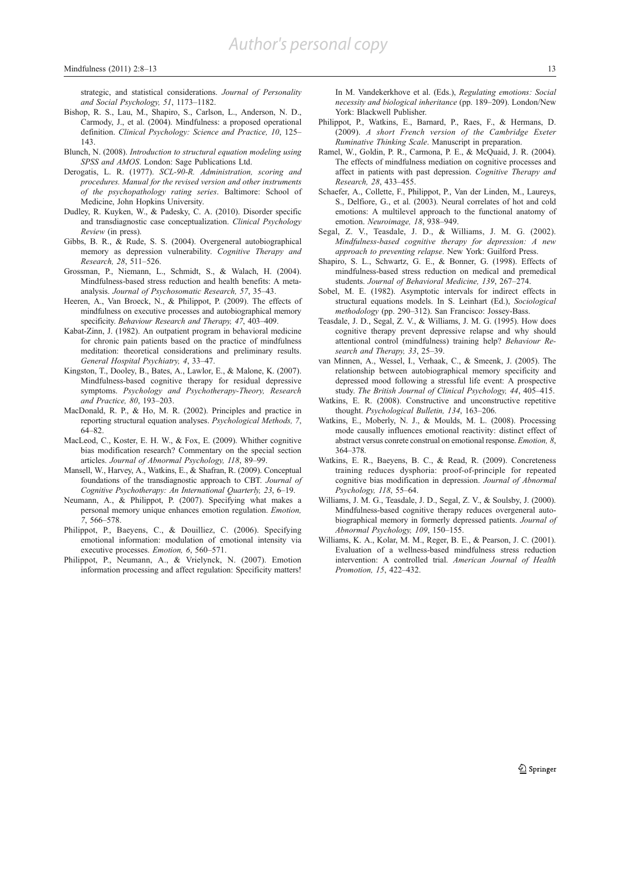strategic, and statistical considerations. *Journal of Personality and Social Psychology, 51*, 1173–1182.

Bishop, R. S., Lau, M., Shapiro, S., Carlson, L., Anderson, N. D., Carmody, J., et al. (2004). Mindfulness: a proposed operational definition. *Clinical Psychology: Science and Practice, 10*, 125–143.

Blunch, N. (2008). *Introduction to structural equation modeling using SPSS and AMOS*. London: Sage Publications Ltd.

Derogatis, L. R. (1977). *SCL-90-R. Administration, scoring and procedures. Manual for the revised version and other instruments of the psychopathology rating series*. Baltimore: School of Medicine, John Hopkins University.

Dudley, R. Kuyken, W., & Padesky, C. A. (2010). Disorder specific and transdiagnostic case conceptualization. *Clinical Psychology Review* (in press).

Gibbs, B. R., & Rude, S. S. (2004). Overgeneral autobiographical memory as depression vulnerability. *Cognitive Therapy and Research, 28*, 511–526.

Grossman, P., Niemann, L., Schmidt, S., & Walach, H. (2004). Mindfulness-based stress reduction and health benefits: A meta-analysis. *Journal of Psychosomatic Research, 57*, 35–43.

Heeren, A., Van Broeck, N., & Philippot, P. (2009). The effects of mindfulness on executive processes and autobiographical memory specificity. *Behaviour Research and Therapy, 47*, 403–409.

Kabat-Zinn, J. (1982). An outpatient program in behavioral medicine for chronic pain patients based on the practice of mindfulness meditation: theoretical considerations and preliminary results. *General Hospital Psychiatry, 4*, 33–47.

Kingston, T., Dooley, B., Bates, A., Lawlor, E., & Malone, K. (2007). Mindfulness-based cognitive therapy for residual depressive symptoms. *Psychology and Psychotherapy-Theory, Research and Practice, 80*, 193–203.

MacDonald, R. P., & Ho, M. R. (2002). Principles and practice in reporting structural equation analyses. *Psychological Methods, 7*, 64–82.

MacLeod, C., Koster, E. H. W., & Fox, E. (2009). Whither cognitive bias modification research? Commentary on the special section articles. *Journal of Abnormal Psychology, 118*, 89–99.

Mansell, W., Harvey, A., Watkins, E., & Shafran, R. (2009). Conceptual foundations of the transdiagnostic approach to CBT. *Journal of Cognitive Psychotherapy: An International Quarterly, 23*, 6–19.

Neumann, A., & Philippot, P. (2007). Specifying what makes a personal memory unique enhances emotion regulation. *Emotion, 7*, 566–578.

Philippot, P., Baeyens, C., & Douilliez, C. (2006). Specifying emotional information: modulation of emotional intensity via executive processes. *Emotion, 6*, 560–571.

Philippot, P., Neumann, A., & Vrielynck, N. (2007). Emotion information processing and affect regulation: Specificity matters! In M. Vandekerkhove et al. (Eds.), *Regulating emotions: Social necessity and biological inheritance* (pp. 189–209). London/New York: Blackwell Publisher.

Philippot, P., Watkins, E., Barnard, P., Raes, F., & Hermans, D. (2009). *A short French version of the Cambridge Exeter Ruminative Thinking Scale*. Manuscript in preparation.

Ramel, W., Goldin, P. R., Carmona, P. E., & McQuaid, J. R. (2004). The effects of mindfulness mediation on cognitive processes and affect in patients with past depression. *Cognitive Therapy and Research, 28*, 433–455.

Schaefer, A., Collette, F., Philippot, P., Van der Linden, M., Laureys, S., Delfiore, G., et al. (2003). Neural correlates of hot and cold emotions: A multilevel approach to the functional anatomy of emotion. *Neuroimage, 18*, 938–949.

Segal, Z. V., Teasdale, J. D., & Williams, J. M. G. (2002). *Mindfulness-based cognitive therapy for depression: A new approach to preventing relapse*. New York: Guilford Press.

Shapiro, S. L., Schwartz, G. E., & Bonner, G. (1998). Effects of mindfulness-based stress reduction on medical and premedical students. *Journal of Behavioral Medicine, 139*, 267–274.

Sobel, M. E. (1982). Asymptotic intervals for indirect effects in structural equations models. In S. Leinhart (Ed.), *Sociological methodology* (pp. 290–312). San Francisco: Jossey-Bass.

Teasdale, J. D., Segal, Z. V., & Williams, J. M. G. (1995). How does cognitive therapy prevent depressive relapse and why should attentional control (mindfulness) training help? *Behaviour Research and Therapy, 33*, 25–39.

van Minnen, A., Wessel, I., Verhaak, C., & Smeenk, J. (2005). The relationship between autobiographical memory specificity and depressed mood following a stressful life event: A prospective study. *The British Journal of Clinical Psychology, 44*, 405–415.

Watkins, E. R. (2008). Constructive and unconstructive repetitive thought. *Psychological Bulletin, 134*, 163–206.

Watkins, E., Moberly, N. J., & Moulds, M. L. (2008). Processing mode causally influences emotional reactivity: distinct effect of abstract versus conrete construal on emotional response. *Emotion, 8*, 364–378.

Watkins, E. R., Baeyens, B. C., & Read, R. (2009). Concreteness training reduces dysphoria: proof-of-principle for repeated cognitive bias modification in depression. *Journal of Abnormal Psychology, 118*, 55–64.

Williams, J. M. G., Teasdale, J. D., Segal, Z. V., & Soulsby, J. (2000). Mindfulness-based cognitive therapy reduces overgeneral autobiographical memory in formerly depressed patients. *Journal of Abnormal Psychology, 109*, 150–155.

Williams, K. A., Kolar, M. M., Reger, B. E., & Pearson, J. C. (2001). Evaluation of a wellness-based mindfulness stress reduction intervention: A controlled trial. *American Journal of Health Promotion, 15*, 422–432.